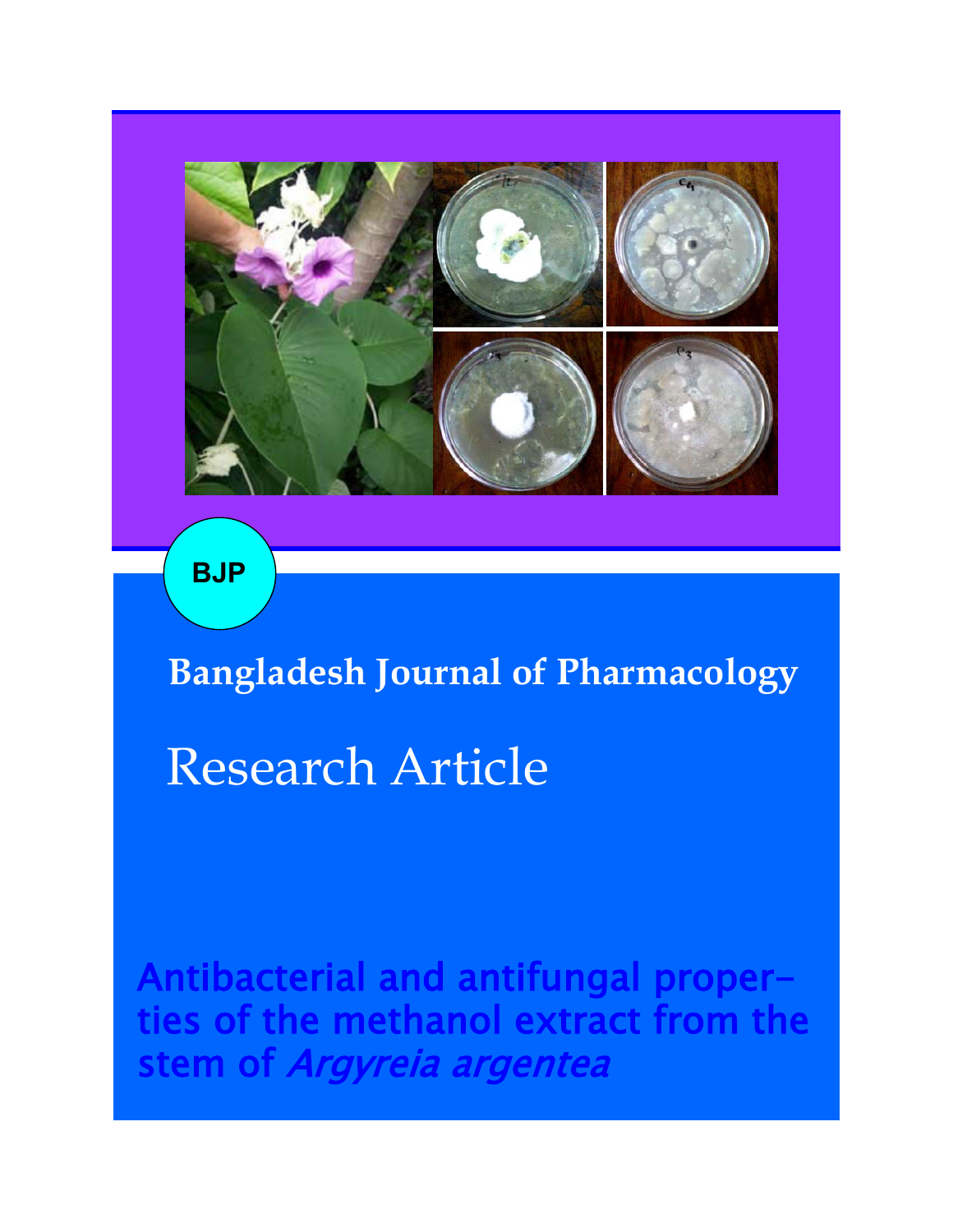BJP

**Bangladesh Journal of Pharmacology**

# Research Article

## Antibacterial and antifungal properties of the methanol extract from the stem of *Argyreia argentea*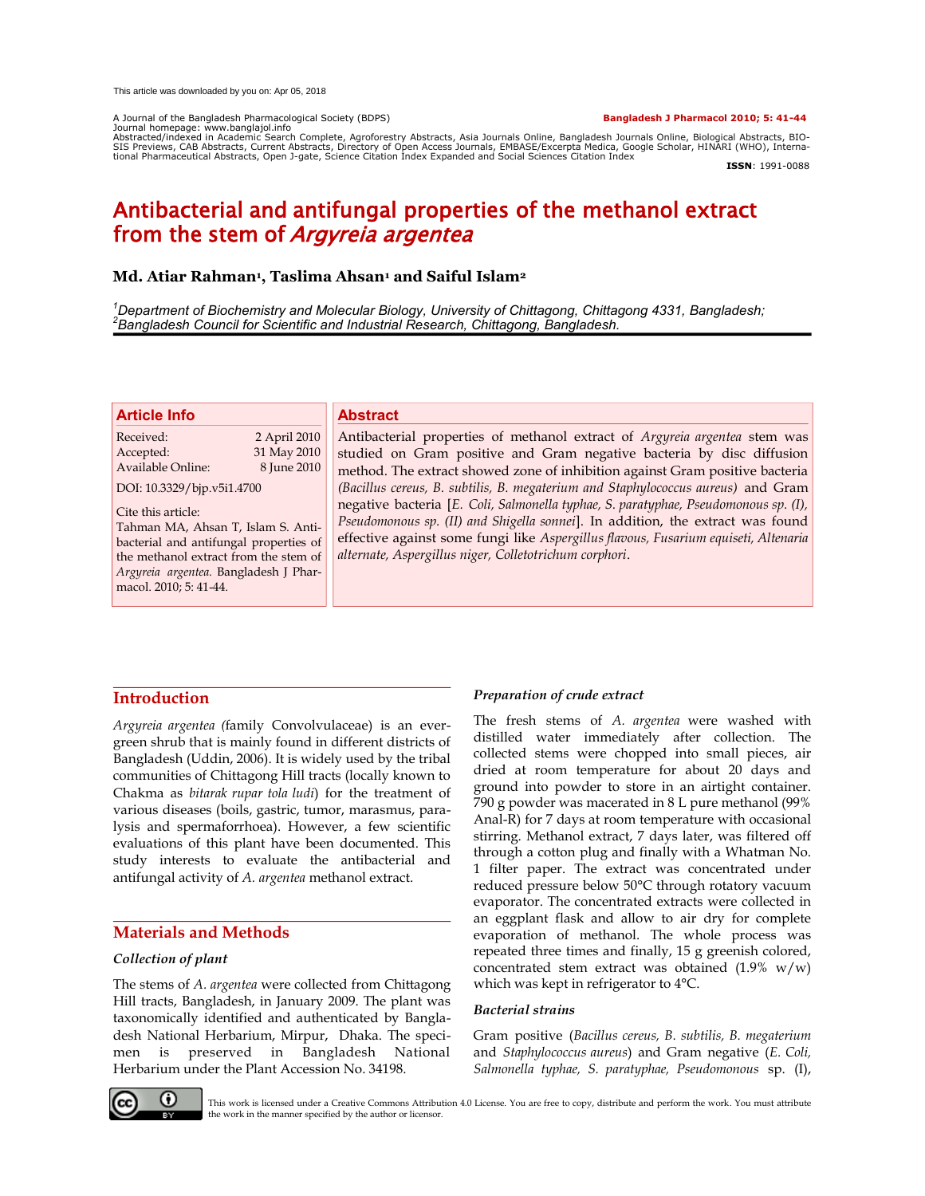This article was downloaded by you on: Apr 05, 2018

A Journal of the Bangladesh Pharmacological Society (BDPS)
Journal homepage: www.banglajol.info
Abstracted/indexed in Academic Search Complete, Agroforestry Abstracts, Asia Journals Online, Bangladesh Journals Online, Biological Abstracts, BIOSIS Previews, CAB Abstracts, Current Abstracts, Directory of Open Access Journals, EMBASE/Excerpta Medica, Google Scholar, HINARI (WHO), International Pharmaceutical Abstracts, Open J-gate, Science Citation Index Expanded and Social Sciences Citation Index

**Bangladesh J Pharmacol 2010; 5: 41-44**

**ISSN**: 1991-0088

# Antibacterial and antifungal properties of the methanol extract from the stem of *Argyreia argentea*

**Md. Atiar Rahman[1], Taslima Ahsan[1] and Saiful Islam[2]**

*[1]Department of Biochemistry and Molecular Biology, University of Chittagong, Chittagong 4331, Bangladesh; [2]Bangladesh Council for Scientific and Industrial Research, Chittagong, Bangladesh.*

## Article Info

Received: 2 April 2010
Accepted: 31 May 2010
Available Online: 8 June 2010

DOI: 10.3329/bjp.v5i1.4700

Cite this article:
Tahman MA, Ahsan T, Islam S. Antibacterial and antifungal properties of the methanol extract from the stem of *Argyreia argentea.* Bangladesh J Pharmacol. 2010; 5: 41-44.

## Abstract

Antibacterial properties of methanol extract of *Argyreia argentea* stem was studied on Gram positive and Gram negative bacteria by disc diffusion method. The extract showed zone of inhibition against Gram positive bacteria *(Bacillus cereus, B. subtilis, B. megaterium and Staphylococcus aureus)* and Gram negative bacteria [*E. Coli, Salmonella typhae, S. paratyphae, Pseudomonous sp. (I), Pseudomonous sp. (II) and Shigella sonnei*]. In addition, the extract was found effective against some fungi like *Aspergillus flavous, Fusarium equiseti, Altenaria alternate, Aspergillus niger, Colletotrichum corphori*.

## Introduction

*Argyreia argentea (*family Convolvulaceae) is an evergreen shrub that is mainly found in different districts of Bangladesh (Uddin, 2006). It is widely used by the tribal communities of Chittagong Hill tracts (locally known to Chakma as *bitarak rupar tola ludi*) for the treatment of various diseases (boils, gastric, tumor, marasmus, paralysis and spermaforrhoea). However, a few scientific evaluations of this plant have been documented. This study interests to evaluate the antibacterial and antifungal activity of *A. argentea* methanol extract.

## Materials and Methods

### Collection of plant

The stems of *A. argentea* were collected from Chittagong Hill tracts, Bangladesh, in January 2009. The plant was taxonomically identified and authenticated by Bangladesh National Herbarium, Mirpur, Dhaka. The specimen is preserved in Bangladesh National Herbarium under the Plant Accession No. 34198.

### Preparation of crude extract

The fresh stems of *A. argentea* were washed with distilled water immediately after collection. The collected stems were chopped into small pieces, air dried at room temperature for about 20 days and ground into powder to store in an airtight container. 790 g powder was macerated in 8 L pure methanol (99% Anal-R) for 7 days at room temperature with occasional stirring. Methanol extract, 7 days later, was filtered off through a cotton plug and finally with a Whatman No. 1 filter paper. The extract was concentrated under reduced pressure below 50°C through rotatory vacuum evaporator. The concentrated extracts were collected in an eggplant flask and allow to air dry for complete evaporation of methanol. The whole process was repeated three times and finally, 15 g greenish colored, concentrated stem extract was obtained (1.9% w/w) which was kept in refrigerator to 4°C.

### Bacterial strains

Gram positive (*Bacillus cereus, B. subtilis, B. megaterium* and *Staphylococcus aureus*) and Gram negative (*E. Coli, Salmonella typhae, S. paratyphae, Pseudomonous* sp. (I),

This work is licensed under a Creative Commons Attribution 4.0 License. You are free to copy, distribute and perform the work. You must attribute the work in the manner specified by the author or licensor.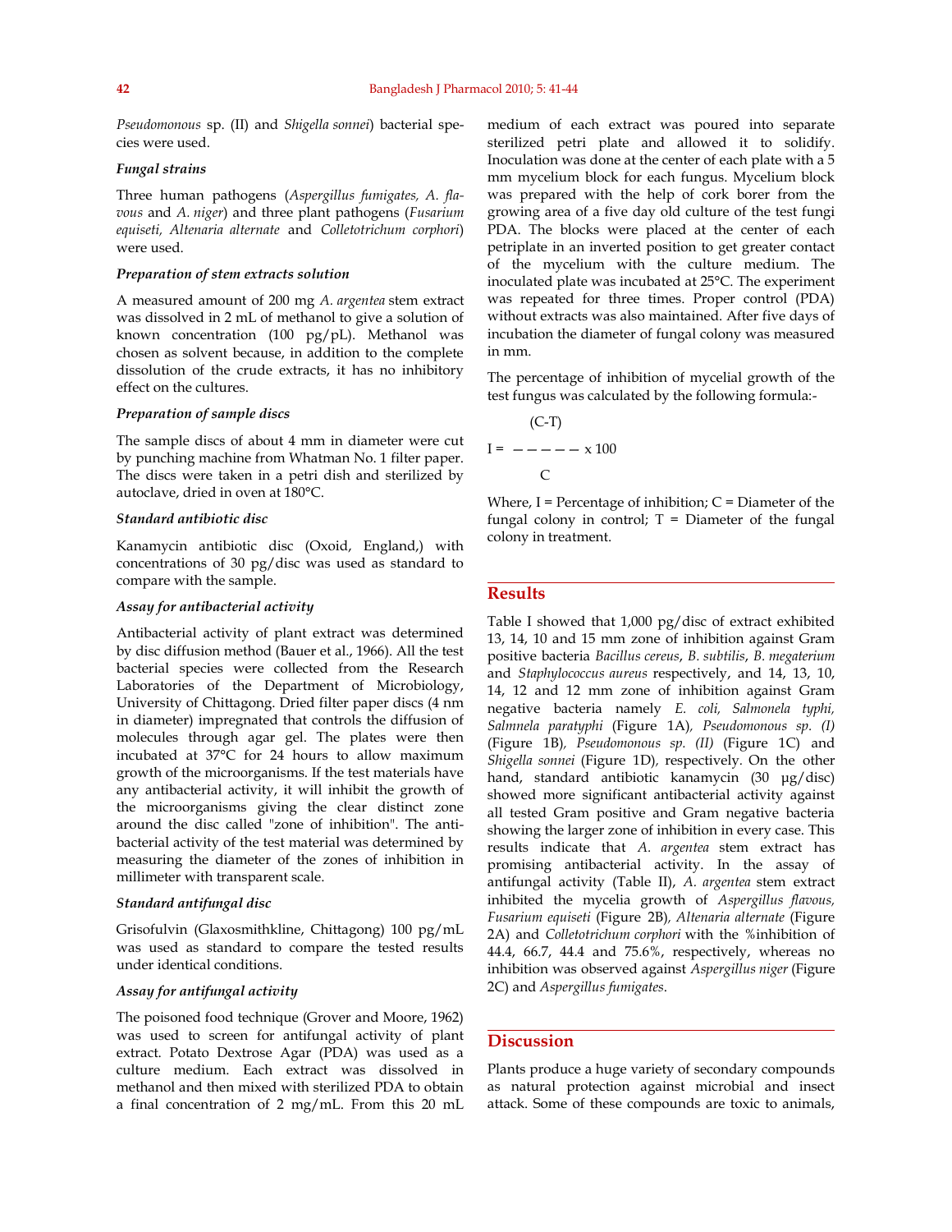*Pseudomonous* sp. (II) and *Shigella sonnei*) bacterial species were used.

### *Fungal strains*

Three human pathogens (*Aspergillus fumigates, A. flavous* and *A. niger*) and three plant pathogens (*Fusarium equiseti, Altenaria alternate* and *Colletotrichum corphori*) were used.

### *Preparation of stem extracts solution*

A measured amount of 200 mg *A. argentea* stem extract was dissolved in 2 mL of methanol to give a solution of known concentration (100 pg/pL). Methanol was chosen as solvent because, in addition to the complete dissolution of the crude extracts, it has no inhibitory effect on the cultures.

### *Preparation of sample discs*

The sample discs of about 4 mm in diameter were cut by punching machine from Whatman No. 1 filter paper. The discs were taken in a petri dish and sterilized by autoclave, dried in oven at 180°C.

### *Standard antibiotic disc*

Kanamycin antibiotic disc (Oxoid, England,) with concentrations of 30 pg/disc was used as standard to compare with the sample.

### *Assay for antibacterial activity*

Antibacterial activity of plant extract was determined by disc diffusion method (Bauer et al., 1966). All the test bacterial species were collected from the Research Laboratories of the Department of Microbiology, University of Chittagong. Dried filter paper discs (4 nm in diameter) impregnated that controls the diffusion of molecules through agar gel. The plates were then incubated at 37°C for 24 hours to allow maximum growth of the microorganisms. If the test materials have any antibacterial activity, it will inhibit the growth of the microorganisms giving the clear distinct zone around the disc called "zone of inhibition". The antibacterial activity of the test material was determined by measuring the diameter of the zones of inhibition in millimeter with transparent scale.

### *Standard antifungal disc*

Grisofulvin (Glaxosmithkline, Chittagong) 100 pg/mL was used as standard to compare the tested results under identical conditions.

### *Assay for antifungal activity*

The poisoned food technique (Grover and Moore, 1962) was used to screen for antifungal activity of plant extract. Potato Dextrose Agar (PDA) was used as a culture medium. Each extract was dissolved in methanol and then mixed with sterilized PDA to obtain a final concentration of 2 mg/mL. From this 20 mL medium of each extract was poured into separate sterilized petri plate and allowed it to solidify. Inoculation was done at the center of each plate with a 5 mm mycelium block for each fungus. Mycelium block was prepared with the help of cork borer from the growing area of a five day old culture of the test fungi PDA. The blocks were placed at the center of each petriplate in an inverted position to get greater contact of the mycelium with the culture medium. The inoculated plate was incubated at 25°C. The experiment was repeated for three times. Proper control (PDA) without extracts was also maintained. After five days of incubation the diameter of fungal colony was measured in mm.

The percentage of inhibition of mycelial growth of the test fungus was calculated by the following formula:-

$$I = \frac{(C-T)}{C} \times 100$$

Where, I = Percentage of inhibition; C = Diameter of the fungal colony in control; T = Diameter of the fungal colony in treatment.

## Results

Table I showed that 1,000 pg/disc of extract exhibited 13, 14, 10 and 15 mm zone of inhibition against Gram positive bacteria *Bacillus cereus*, *B. subtilis*, *B. megaterium* and *Staphylococcus aureus* respectively, and 14, 13, 10, 14, 12 and 12 mm zone of inhibition against Gram negative bacteria namely *E. coli, Salmonela typhi, Salmnela paratyphi* (Figure 1A), *Pseudomonous sp. (I)* (Figure 1B), *Pseudomonous sp. (II)* (Figure 1C) and *Shigella sonnei* (Figure 1D), respectively. On the other hand, standard antibiotic kanamycin (30 µg/disc) showed more significant antibacterial activity against all tested Gram positive and Gram negative bacteria showing the larger zone of inhibition in every case. This results indicate that *A. argentea* stem extract has promising antibacterial activity. In the assay of antifungal activity (Table II), *A. argentea* stem extract inhibited the mycelia growth of *Aspergillus flavous, Fusarium equiseti* (Figure 2B), *Altenaria alternate* (Figure 2A) and *Colletotrichum corphori* with the %inhibition of 44.4, 66.7, 44.4 and 75.6%, respectively, whereas no inhibition was observed against *Aspergillus niger* (Figure 2C) and *Aspergillus fumigates*.

## Discussion

Plants produce a huge variety of secondary compounds as natural protection against microbial and insect attack. Some of these compounds are toxic to animals,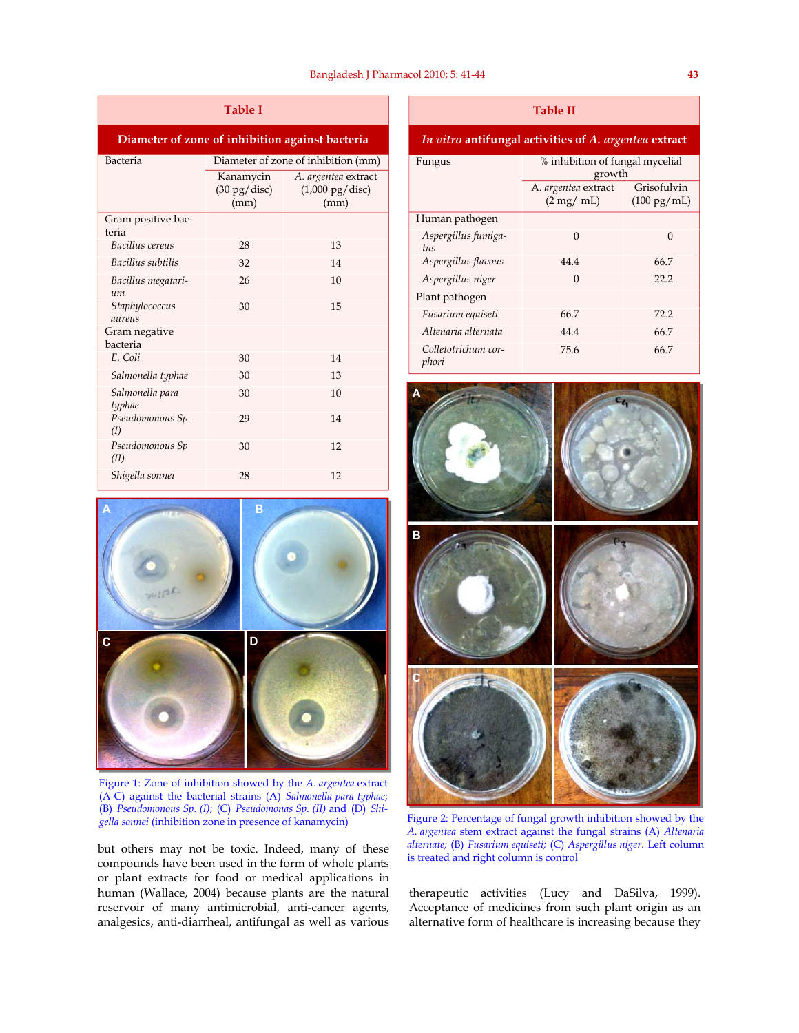**Table I**

**Diameter of zone of inhibition against bacteria**

| Bacteria | Diameter of zone of inhibition (mm) | |
|---|---|---|
| | Kanamycin (30 pg/disc) (mm) | *A. argentea* extract (1,000 pg/disc) (mm) |
| Gram positive bacteria | | |
| *Bacillus cereus* | 28 | 13 |
| *Bacillus subtilis* | 32 | 14 |
| *Bacillus megatarium* | 26 | 10 |
| *Staphylococcus aureus* | 30 | 15 |
| Gram negative bacteria | | |
| *E. Coli* | 30 | 14 |
| *Salmonella typhae* | 30 | 13 |
| *Salmonella para typhae* | 30 | 10 |
| *Pseudomonous Sp. (I)* | 29 | 14 |
| *Pseudomonous Sp (II)* | 30 | 12 |
| *Shigella sonnei* | 28 | 12 |

Figure 1: Zone of inhibition showed by the *A. argentea* extract (A-C) against the bacterial strains (A) *Salmonella para typhae;* (B) *Pseudomonous Sp. (I);* (C) *Pseudomonas Sp. (II)* and (D) *Shigella sonnei* (inhibition zone in presence of kanamycin)

**Table II**

**In vitro antifungal activities of *A. argentea* extract**

| Fungus | % inhibition of fungal mycelial growth | |
|---|---|---|
| | A. *argentea* extract (2 mg/ mL) | Grisofulvin (100 pg/mL) |
| Human pathogen | | |
| *Aspergillus fumigatus* | 0 | 0 |
| *Aspergillus flavous* | 44.4 | 66.7 |
| *Aspergillus niger* | 0 | 22.2 |
| Plant pathogen | | |
| *Fusarium equiseti* | 66.7 | 72.2 |
| *Altenaria alternata* | 44.4 | 66.7 |
| *Colletotrichum corphori* | 75.6 | 66.7 |

Figure 2: Percentage of fungal growth inhibition showed by the *A. argentea* stem extract against the fungal strains (A) *Altenaria alternate;* (B) *Fusarium equiseti;* (C) *Aspergillus niger.* Left column is treated and right column is control

but others may not be toxic. Indeed, many of these compounds have been used in the form of whole plants or plant extracts for food or medical applications in human (Wallace, 2004) because plants are the natural reservoir of many antimicrobial, anti-cancer agents, analgesics, anti-diarrheal, antifungal as well as various therapeutic activities (Lucy and DaSilva, 1999). Acceptance of medicines from such plant origin as an alternative form of healthcare is increasing because they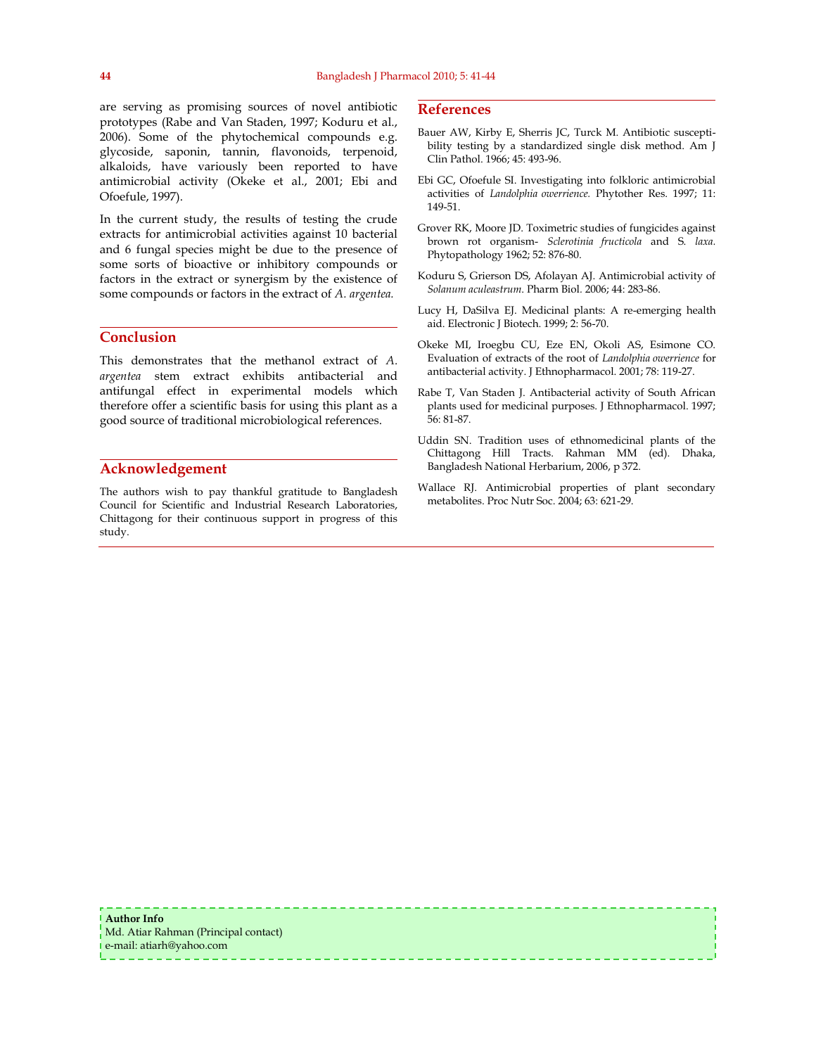are serving as promising sources of novel antibiotic prototypes (Rabe and Van Staden, 1997; Koduru et al., 2006). Some of the phytochemical compounds e.g. glycoside, saponin, tannin, flavonoids, terpenoid, alkaloids, have variously been reported to have antimicrobial activity (Okeke et al., 2001; Ebi and Ofoefule, 1997).

In the current study, the results of testing the crude extracts for antimicrobial activities against 10 bacterial and 6 fungal species might be due to the presence of some sorts of bioactive or inhibitory compounds or factors in the extract or synergism by the existence of some compounds or factors in the extract of *A. argentea.*

## Conclusion

This demonstrates that the methanol extract of *A. argentea* stem extract exhibits antibacterial and antifungal effect in experimental models which therefore offer a scientific basis for using this plant as a good source of traditional microbiological references.

## Acknowledgement

The authors wish to pay thankful gratitude to Bangladesh Council for Scientific and Industrial Research Laboratories, Chittagong for their continuous support in progress of this study.

## References

Bauer AW, Kirby E, Sherris JC, Turck M. Antibiotic susceptibility testing by a standardized single disk method. Am J Clin Pathol. 1966; 45: 493-96.

Ebi GC, Ofoefule SI. Investigating into folkloric antimicrobial activities of *Landolphia owerrience.* Phytother Res. 1997; 11: 149-51.

Grover RK, Moore JD. Toximetric studies of fungicides against brown rot organism- *Sclerotinia fructicola* and S. *laxa.* Phytopathology 1962; 52: 876-80.

Koduru S, Grierson DS, Afolayan AJ. Antimicrobial activity of *Solanum aculeastrum.* Pharm Biol. 2006; 44: 283-86.

Lucy H, DaSilva EJ. Medicinal plants: A re-emerging health aid. Electronic J Biotech. 1999; 2: 56-70.

Okeke MI, Iroegbu CU, Eze EN, Okoli AS, Esimone CO. Evaluation of extracts of the root of *Landolphia owerrience* for antibacterial activity. J Ethnopharmacol. 2001; 78: 119-27.

Rabe T, Van Staden J. Antibacterial activity of South African plants used for medicinal purposes. J Ethnopharmacol. 1997; 56: 81-87.

Uddin SN. Tradition uses of ethnomedicinal plants of the Chittagong Hill Tracts. Rahman MM (ed). Dhaka, Bangladesh National Herbarium, 2006, p 372.

Wallace RJ. Antimicrobial properties of plant secondary metabolites. Proc Nutr Soc. 2004; 63: 621-29.

**Author Info**
Md. Atiar Rahman (Principal contact)
e-mail: atiarh@yahoo.com